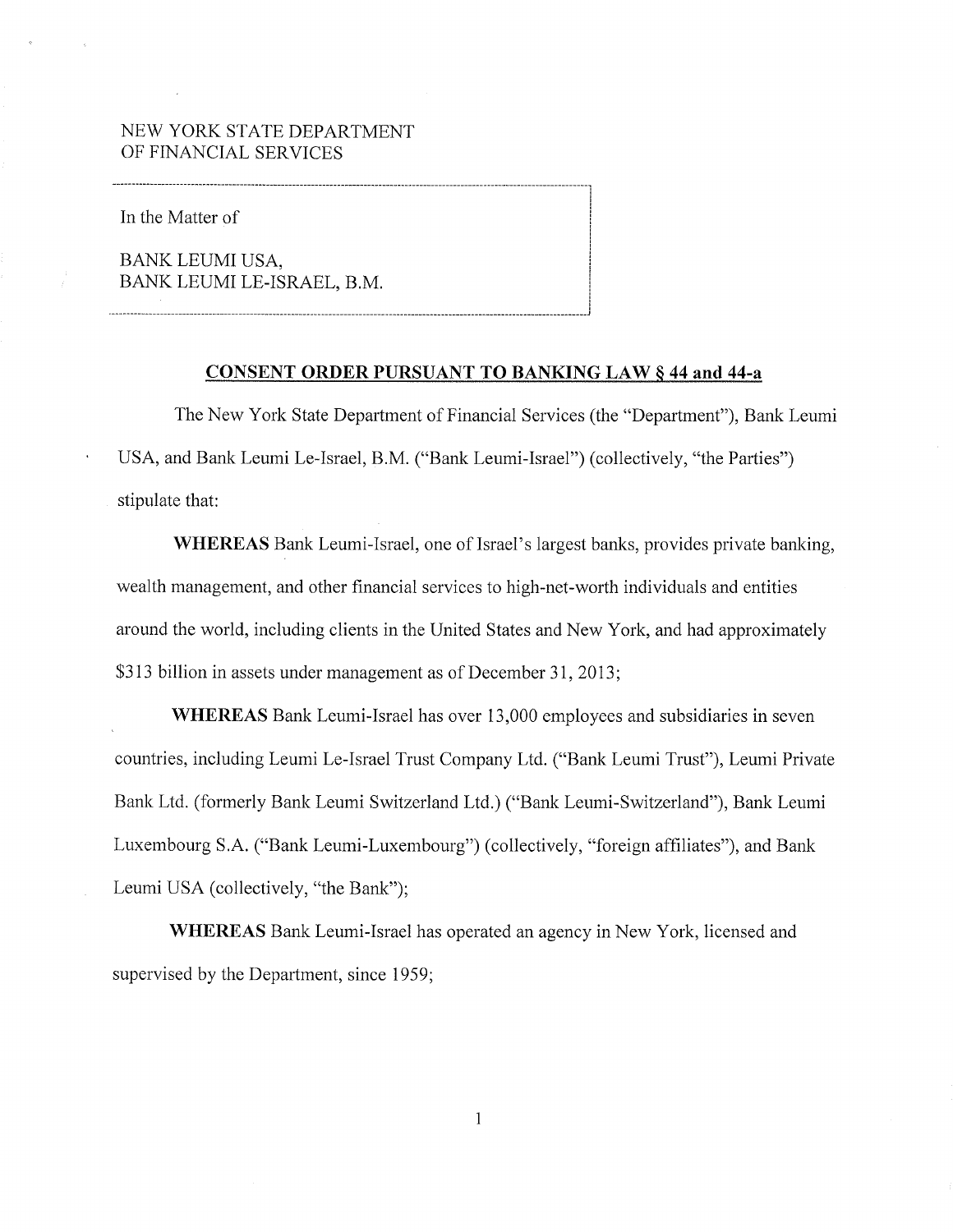NEW YORK STATE DEPARTMENT
OF FINANCIAL SERVICES

In the Matter of

BANK LEUMI USA,
BANK LEUMI LE-ISRAEL, B.M.

**CONSENT ORDER PURSUANT TO BANKING LAW § 44 and 44-a**

The New York State Department of Financial Services (the "Department"), Bank Leumi USA, and Bank Leumi Le-Israel, B.M. ("Bank Leumi-Israel") (collectively, "the Parties") stipulate that:

**WHEREAS** Bank Leumi-Israel, one of Israel's largest banks, provides private banking, wealth management, and other financial services to high-net-worth individuals and entities around the world, including clients in the United States and New York, and had approximately $313 billion in assets under management as of December 31, 2013;

**WHEREAS** Bank Leumi-Israel has over 13,000 employees and subsidiaries in seven countries, including Leumi Le-Israel Trust Company Ltd. ("Bank Leumi Trust"), Leumi Private Bank Ltd. (formerly Bank Leumi Switzerland Ltd.) ("Bank Leumi-Switzerland"), Bank Leumi Luxembourg S.A. ("Bank Leumi-Luxembourg") (collectively, "foreign affiliates"), and Bank Leumi USA (collectively, "the Bank");

**WHEREAS** Bank Leumi-Israel has operated an agency in New York, licensed and supervised by the Department, since 1959;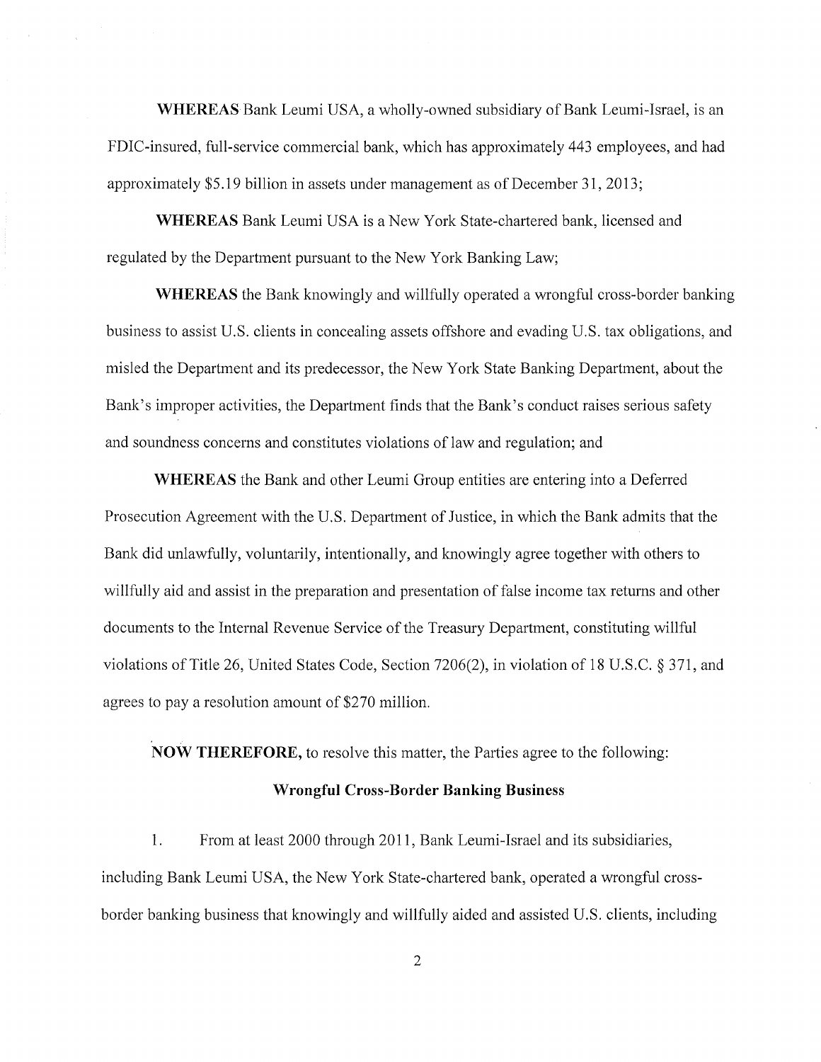**WHEREAS** Bank Leumi USA, a wholly-owned subsidiary of Bank Leumi-Israel, is an FDIC-insured, full-service commercial bank, which has approximately 443 employees, and had approximately $5.19 billion in assets under management as of December 31, 2013;

**WHEREAS** Bank Leumi USA is a New York State-chartered bank, licensed and regulated by the Department pursuant to the New York Banking Law;

**WHEREAS** the Bank knowingly and willfully operated a wrongful cross-border banking business to assist U.S. clients in concealing assets offshore and evading U.S. tax obligations, and misled the Department and its predecessor, the New York State Banking Department, about the Bank's improper activities, the Department finds that the Bank's conduct raises serious safety and soundness concerns and constitutes violations of law and regulation; and

**WHEREAS** the Bank and other Leumi Group entities are entering into a Deferred Prosecution Agreement with the U.S. Department of Justice, in which the Bank admits that the Bank did unlawfully, voluntarily, intentionally, and knowingly agree together with others to willfully aid and assist in the preparation and presentation of false income tax returns and other documents to the Internal Revenue Service of the Treasury Department, constituting willful violations of Title 26, United States Code, Section 7206(2), in violation of 18 U.S.C. § 371, and agrees to pay a resolution amount of $270 million.

**NOW THEREFORE,** to resolve this matter, the Parties agree to the following:

**Wrongful Cross-Border Banking Business**

1. From at least 2000 through 2011, Bank Leumi-Israel and its subsidiaries, including Bank Leumi USA, the New York State-chartered bank, operated a wrongful cross-border banking business that knowingly and willfully aided and assisted U.S. clients, including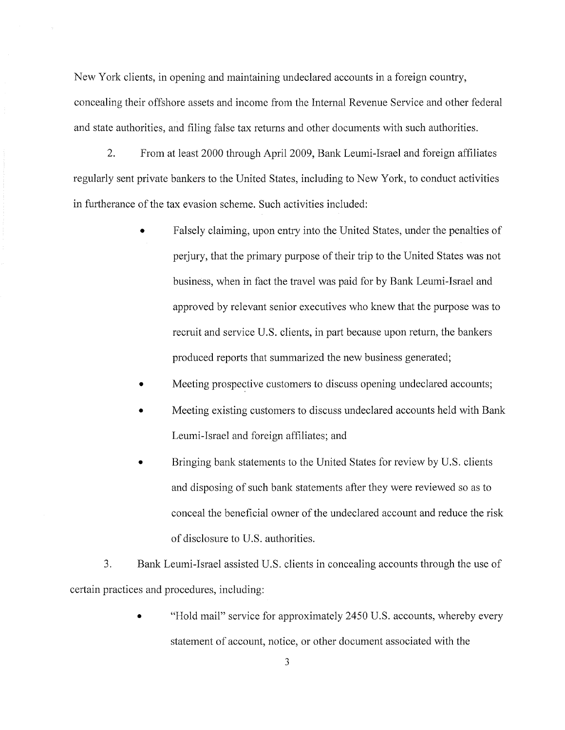New York clients, in opening and maintaining undeclared accounts in a foreign country, concealing their offshore assets and income from the Internal Revenue Service and other federal and state authorities, and filing false tax returns and other documents with such authorities.

2. From at least 2000 through April 2009, Bank Leumi-Israel and foreign affiliates regularly sent private bankers to the United States, including to New York, to conduct activities in furtherance of the tax evasion scheme. Such activities included:

- Falsely claiming, upon entry into the United States, under the penalties of perjury, that the primary purpose of their trip to the United States was not business, when in fact the travel was paid for by Bank Leumi-Israel and approved by relevant senior executives who knew that the purpose was to recruit and service U.S. clients, in part because upon return, the bankers produced reports that summarized the new business generated;
- Meeting prospective customers to discuss opening undeclared accounts;
- Meeting existing customers to discuss undeclared accounts held with Bank Leumi-Israel and foreign affiliates; and
- Bringing bank statements to the United States for review by U.S. clients and disposing of such bank statements after they were reviewed so as to conceal the beneficial owner of the undeclared account and reduce the risk of disclosure to U.S. authorities.

3. Bank Leumi-Israel assisted U.S. clients in concealing accounts through the use of certain practices and procedures, including:

- "Hold mail" service for approximately 2450 U.S. accounts, whereby every statement of account, notice, or other document associated with the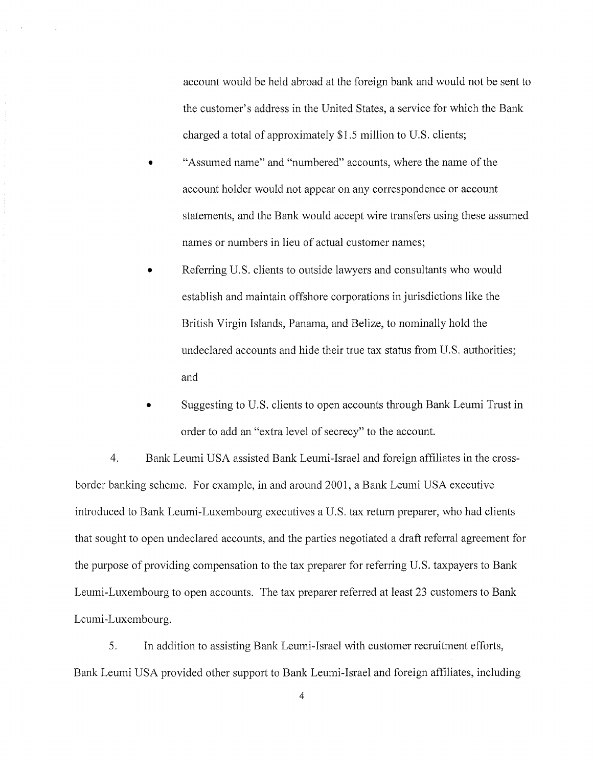account would be held abroad at the foreign bank and would not be sent to the customer's address in the United States, a service for which the Bank charged a total of approximately $1.5 million to U.S. clients;

- "Assumed name" and "numbered" accounts, where the name of the account holder would not appear on any correspondence or account statements, and the Bank would accept wire transfers using these assumed names or numbers in lieu of actual customer names;
- Referring U.S. clients to outside lawyers and consultants who would establish and maintain offshore corporations in jurisdictions like the British Virgin Islands, Panama, and Belize, to nominally hold the undeclared accounts and hide their true tax status from U.S. authorities; and
- Suggesting to U.S. clients to open accounts through Bank Leumi Trust in order to add an "extra level of secrecy" to the account.

4. Bank Leumi USA assisted Bank Leumi-Israel and foreign affiliates in the cross-border banking scheme. For example, in and around 2001, a Bank Leumi USA executive introduced to Bank Leumi-Luxembourg executives a U.S. tax return preparer, who had clients that sought to open undeclared accounts, and the parties negotiated a draft referral agreement for the purpose of providing compensation to the tax preparer for referring U.S. taxpayers to Bank Leumi-Luxembourg to open accounts. The tax preparer referred at least 23 customers to Bank Leumi-Luxembourg.

5. In addition to assisting Bank Leumi-Israel with customer recruitment efforts, Bank Leumi USA provided other support to Bank Leumi-Israel and foreign affiliates, including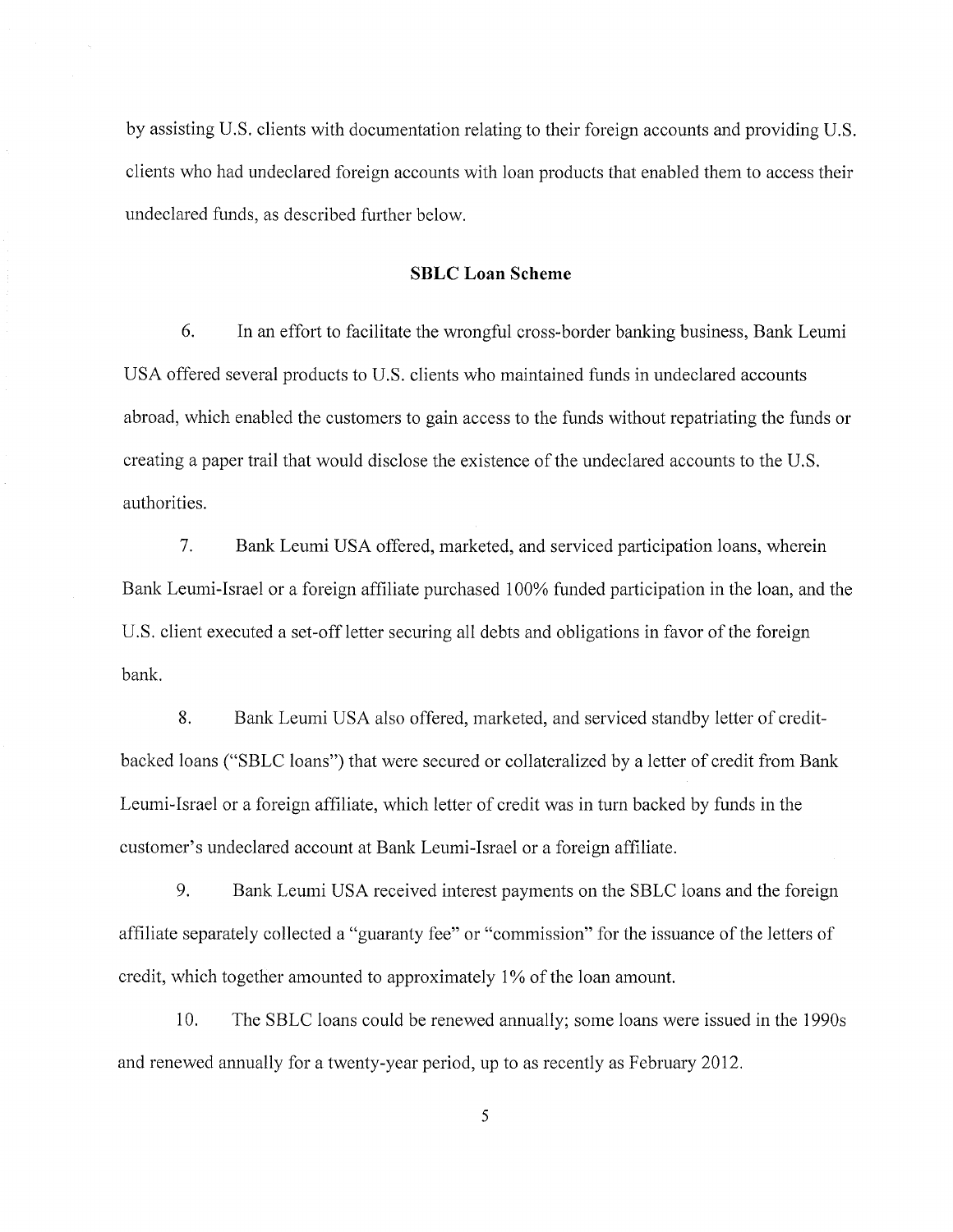by assisting U.S. clients with documentation relating to their foreign accounts and providing U.S. clients who had undeclared foreign accounts with loan products that enabled them to access their undeclared funds, as described further below.

## SBLC Loan Scheme

6. In an effort to facilitate the wrongful cross-border banking business, Bank Leumi USA offered several products to U.S. clients who maintained funds in undeclared accounts abroad, which enabled the customers to gain access to the funds without repatriating the funds or creating a paper trail that would disclose the existence of the undeclared accounts to the U.S. authorities.

7. Bank Leumi USA offered, marketed, and serviced participation loans, wherein Bank Leumi-Israel or a foreign affiliate purchased 100% funded participation in the loan, and the U.S. client executed a set-off letter securing all debts and obligations in favor of the foreign bank.

8. Bank Leumi USA also offered, marketed, and serviced standby letter of credit-backed loans ("SBLC loans") that were secured or collateralized by a letter of credit from Bank Leumi-Israel or a foreign affiliate, which letter of credit was in turn backed by funds in the customer's undeclared account at Bank Leumi-Israel or a foreign affiliate.

9. Bank Leumi USA received interest payments on the SBLC loans and the foreign affiliate separately collected a "guaranty fee" or "commission" for the issuance of the letters of credit, which together amounted to approximately 1% of the loan amount.

10. The SBLC loans could be renewed annually; some loans were issued in the 1990s and renewed annually for a twenty-year period, up to as recently as February 2012.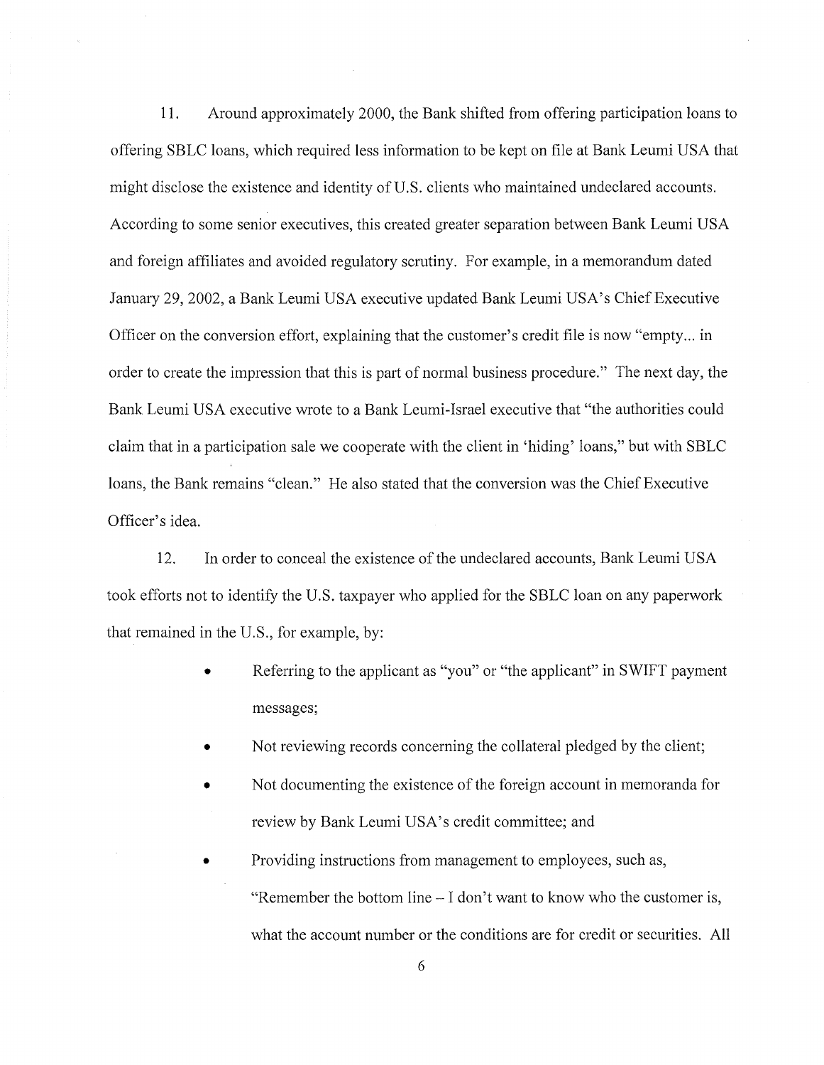11. Around approximately 2000, the Bank shifted from offering participation loans to offering SBLC loans, which required less information to be kept on file at Bank Leumi USA that might disclose the existence and identity of U.S. clients who maintained undeclared accounts. According to some senior executives, this created greater separation between Bank Leumi USA and foreign affiliates and avoided regulatory scrutiny. For example, in a memorandum dated January 29, 2002, a Bank Leumi USA executive updated Bank Leumi USA's Chief Executive Officer on the conversion effort, explaining that the customer's credit file is now "empty... in order to create the impression that this is part of normal business procedure." The next day, the Bank Leumi USA executive wrote to a Bank Leumi-Israel executive that "the authorities could claim that in a participation sale we cooperate with the client in 'hiding' loans," but with SBLC loans, the Bank remains "clean." He also stated that the conversion was the Chief Executive Officer's idea.

12. In order to conceal the existence of the undeclared accounts, Bank Leumi USA took efforts not to identify the U.S. taxpayer who applied for the SBLC loan on any paperwork that remained in the U.S., for example, by:

- Referring to the applicant as "you" or "the applicant" in SWIFT payment messages;
- Not reviewing records concerning the collateral pledged by the client;
- Not documenting the existence of the foreign account in memoranda for review by Bank Leumi USA's credit committee; and
- Providing instructions from management to employees, such as, "Remember the bottom line – I don't want to know who the customer is, what the account number or the conditions are for credit or securities. All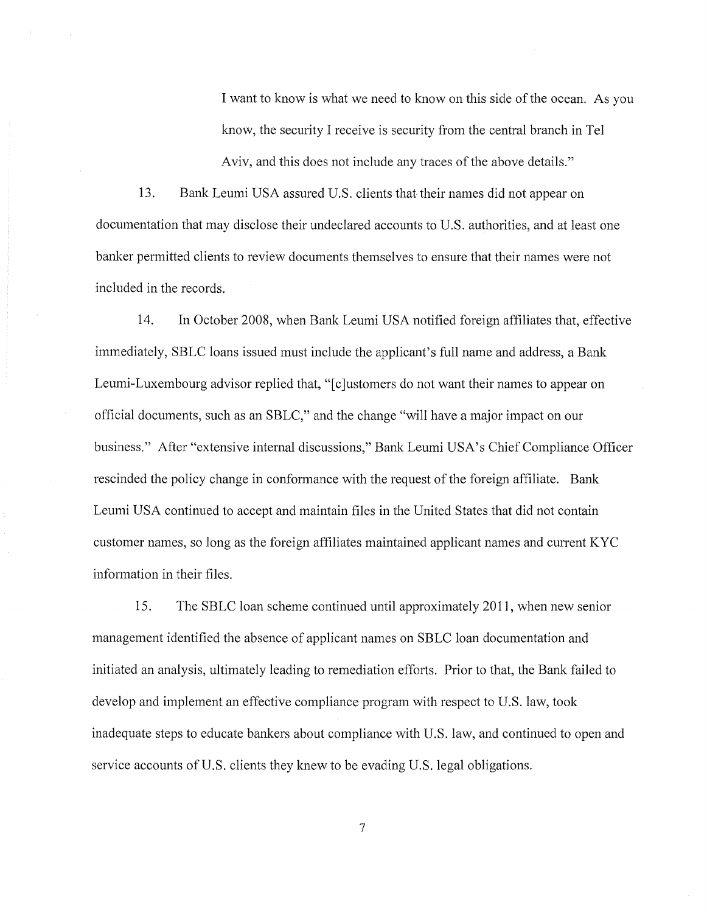I want to know is what we need to know on this side of the ocean. As you know, the security I receive is security from the central branch in Tel Aviv, and this does not include any traces of the above details."

13. Bank Leumi USA assured U.S. clients that their names did not appear on documentation that may disclose their undeclared accounts to U.S. authorities, and at least one banker permitted clients to review documents themselves to ensure that their names were not included in the records.

14. In October 2008, when Bank Leumi USA notified foreign affiliates that, effective immediately, SBLC loans issued must include the applicant's full name and address, a Bank Leumi-Luxembourg advisor replied that, "[c]ustomers do not want their names to appear on official documents, such as an SBLC," and the change "will have a major impact on our business." After "extensive internal discussions," Bank Leumi USA's Chief Compliance Officer rescinded the policy change in conformance with the request of the foreign affiliate. Bank Leumi USA continued to accept and maintain files in the United States that did not contain customer names, so long as the foreign affiliates maintained applicant names and current KYC information in their files.

15. The SBLC loan scheme continued until approximately 2011, when new senior management identified the absence of applicant names on SBLC loan documentation and initiated an analysis, ultimately leading to remediation efforts. Prior to that, the Bank failed to develop and implement an effective compliance program with respect to U.S. law, took inadequate steps to educate bankers about compliance with U.S. law, and continued to open and service accounts of U.S. clients they knew to be evading U.S. legal obligations.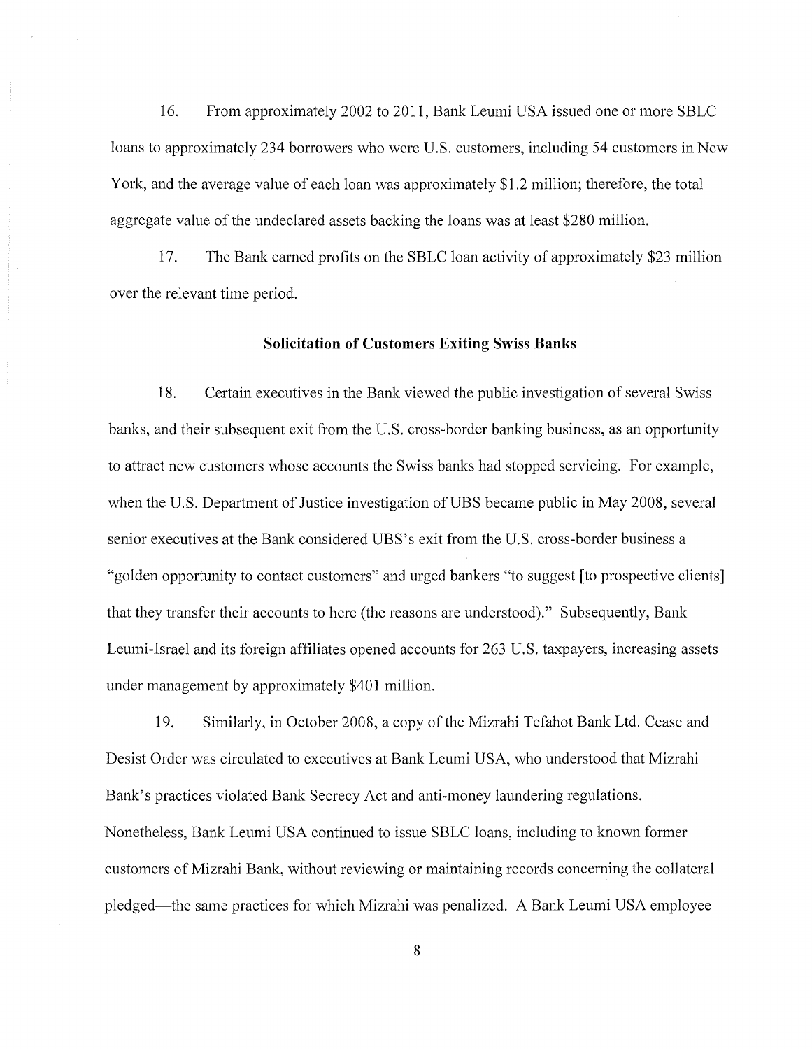16. From approximately 2002 to 2011, Bank Leumi USA issued one or more SBLC loans to approximately 234 borrowers who were U.S. customers, including 54 customers in New York, and the average value of each loan was approximately $1.2 million; therefore, the total aggregate value of the undeclared assets backing the loans was at least $280 million.

17. The Bank earned profits on the SBLC loan activity of approximately $23 million over the relevant time period.

### Solicitation of Customers Exiting Swiss Banks

18. Certain executives in the Bank viewed the public investigation of several Swiss banks, and their subsequent exit from the U.S. cross-border banking business, as an opportunity to attract new customers whose accounts the Swiss banks had stopped servicing. For example, when the U.S. Department of Justice investigation of UBS became public in May 2008, several senior executives at the Bank considered UBS's exit from the U.S. cross-border business a "golden opportunity to contact customers" and urged bankers "to suggest [to prospective clients] that they transfer their accounts to here (the reasons are understood)." Subsequently, Bank Leumi-Israel and its foreign affiliates opened accounts for 263 U.S. taxpayers, increasing assets under management by approximately $401 million.

19. Similarly, in October 2008, a copy of the Mizrahi Tefahot Bank Ltd. Cease and Desist Order was circulated to executives at Bank Leumi USA, who understood that Mizrahi Bank's practices violated Bank Secrecy Act and anti-money laundering regulations. Nonetheless, Bank Leumi USA continued to issue SBLC loans, including to known former customers of Mizrahi Bank, without reviewing or maintaining records concerning the collateral pledged—the same practices for which Mizrahi was penalized. A Bank Leumi USA employee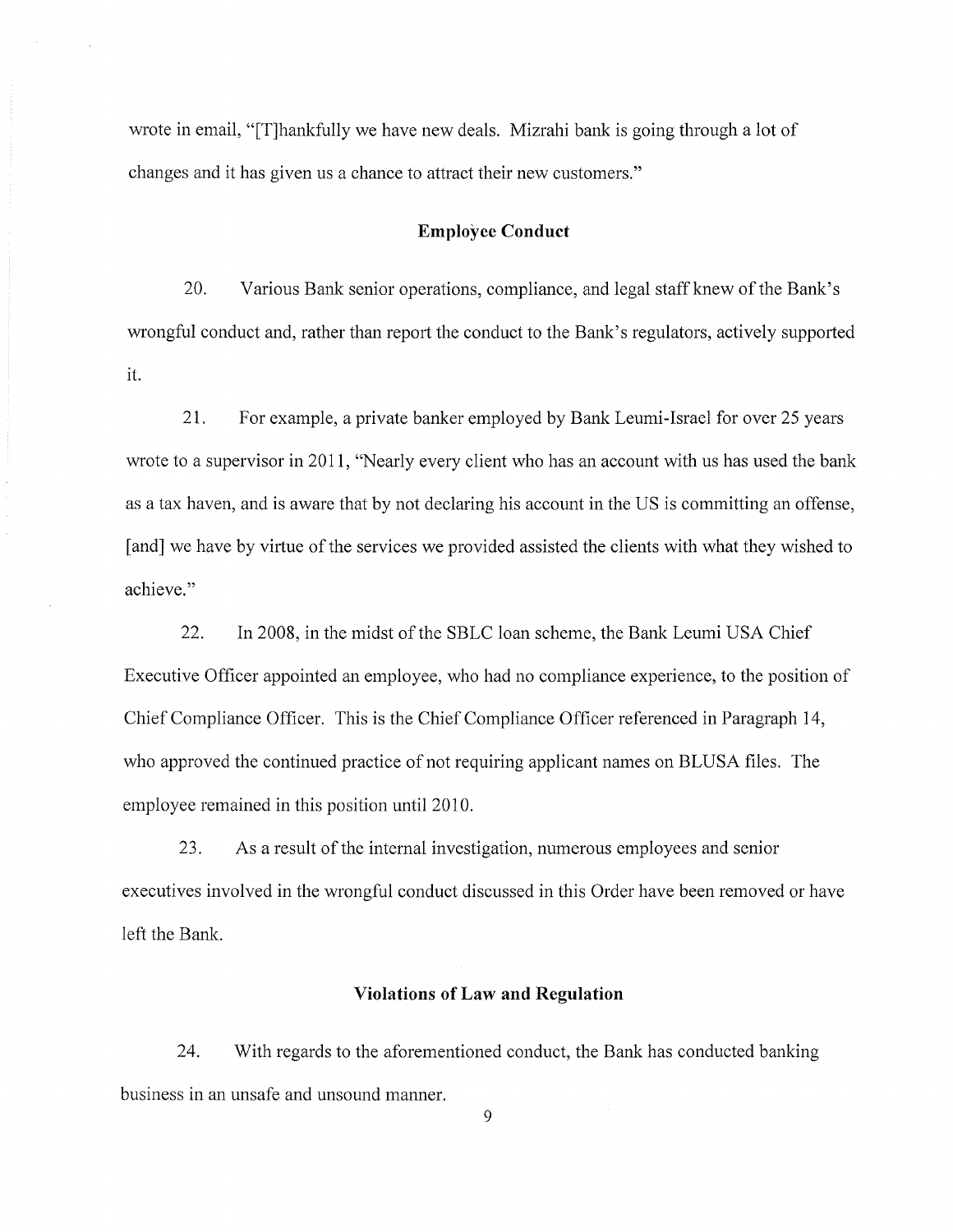wrote in email, "[T]hankfully we have new deals. Mizrahi bank is going through a lot of changes and it has given us a chance to attract their new customers."

### Employee Conduct

20. Various Bank senior operations, compliance, and legal staff knew of the Bank's wrongful conduct and, rather than report the conduct to the Bank's regulators, actively supported it.

21. For example, a private banker employed by Bank Leumi-Israel for over 25 years wrote to a supervisor in 2011, "Nearly every client who has an account with us has used the bank as a tax haven, and is aware that by not declaring his account in the US is committing an offense, [and] we have by virtue of the services we provided assisted the clients with what they wished to achieve."

22. In 2008, in the midst of the SBLC loan scheme, the Bank Leumi USA Chief Executive Officer appointed an employee, who had no compliance experience, to the position of Chief Compliance Officer. This is the Chief Compliance Officer referenced in Paragraph 14, who approved the continued practice of not requiring applicant names on BLUSA files. The employee remained in this position until 2010.

23. As a result of the internal investigation, numerous employees and senior executives involved in the wrongful conduct discussed in this Order have been removed or have left the Bank.

### Violations of Law and Regulation

24. With regards to the aforementioned conduct, the Bank has conducted banking business in an unsafe and unsound manner.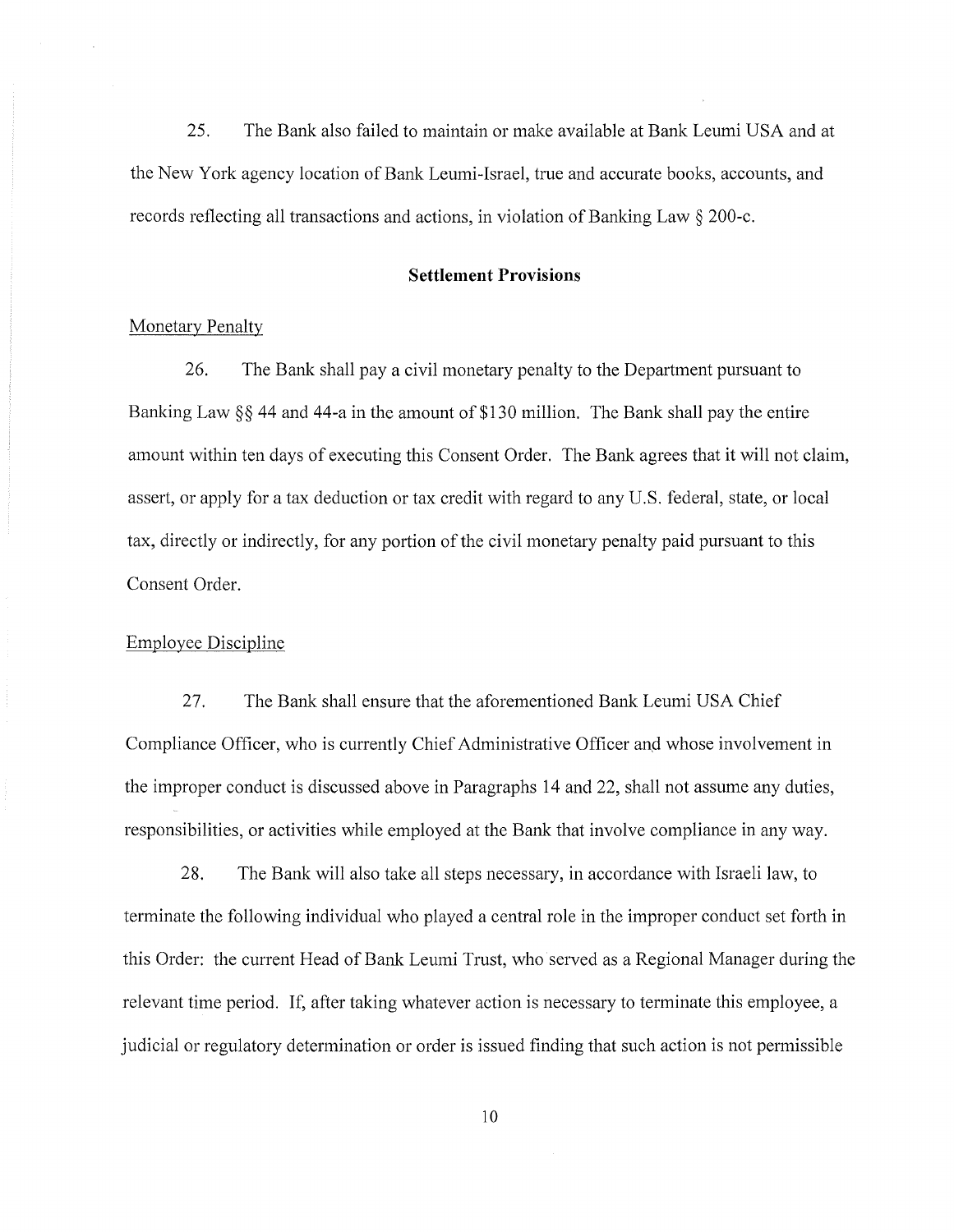25. The Bank also failed to maintain or make available at Bank Leumi USA and at the New York agency location of Bank Leumi-Israel, true and accurate books, accounts, and records reflecting all transactions and actions, in violation of Banking Law § 200-c.

## Settlement Provisions

Monetary Penalty

26. The Bank shall pay a civil monetary penalty to the Department pursuant to Banking Law §§ 44 and 44-a in the amount of $130 million. The Bank shall pay the entire amount within ten days of executing this Consent Order. The Bank agrees that it will not claim, assert, or apply for a tax deduction or tax credit with regard to any U.S. federal, state, or local tax, directly or indirectly, for any portion of the civil monetary penalty paid pursuant to this Consent Order.

Employee Discipline

27. The Bank shall ensure that the aforementioned Bank Leumi USA Chief Compliance Officer, who is currently Chief Administrative Officer and whose involvement in the improper conduct is discussed above in Paragraphs 14 and 22, shall not assume any duties, responsibilities, or activities while employed at the Bank that involve compliance in any way.

28. The Bank will also take all steps necessary, in accordance with Israeli law, to terminate the following individual who played a central role in the improper conduct set forth in this Order: the current Head of Bank Leumi Trust, who served as a Regional Manager during the relevant time period. If, after taking whatever action is necessary to terminate this employee, a judicial or regulatory determination or order is issued finding that such action is not permissible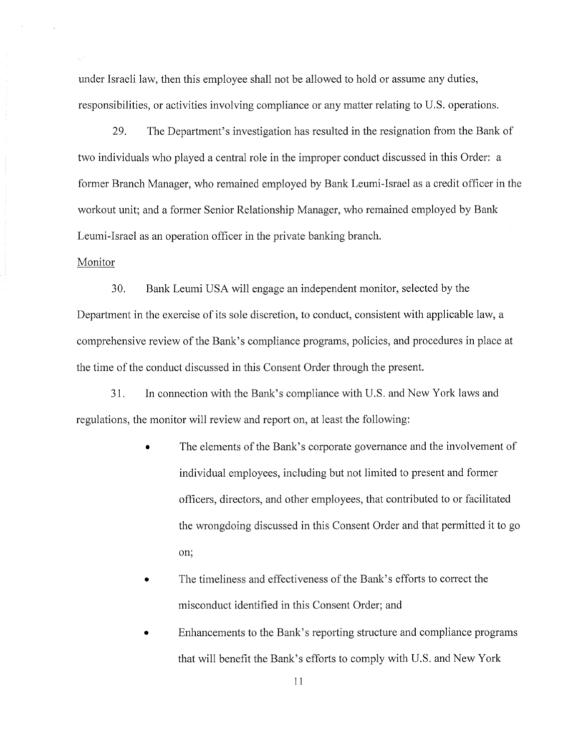under Israeli law, then this employee shall not be allowed to hold or assume any duties, responsibilities, or activities involving compliance or any matter relating to U.S. operations.

29. The Department's investigation has resulted in the resignation from the Bank of two individuals who played a central role in the improper conduct discussed in this Order: a former Branch Manager, who remained employed by Bank Leumi-Israel as a credit officer in the workout unit; and a former Senior Relationship Manager, who remained employed by Bank Leumi-Israel as an operation officer in the private banking branch.

Monitor

30. Bank Leumi USA will engage an independent monitor, selected by the Department in the exercise of its sole discretion, to conduct, consistent with applicable law, a comprehensive review of the Bank's compliance programs, policies, and procedures in place at the time of the conduct discussed in this Consent Order through the present.

31. In connection with the Bank's compliance with U.S. and New York laws and regulations, the monitor will review and report on, at least the following:

- The elements of the Bank's corporate governance and the involvement of individual employees, including but not limited to present and former officers, directors, and other employees, that contributed to or facilitated the wrongdoing discussed in this Consent Order and that permitted it to go on;
- The timeliness and effectiveness of the Bank's efforts to correct the misconduct identified in this Consent Order; and
- Enhancements to the Bank's reporting structure and compliance programs that will benefit the Bank's efforts to comply with U.S. and New York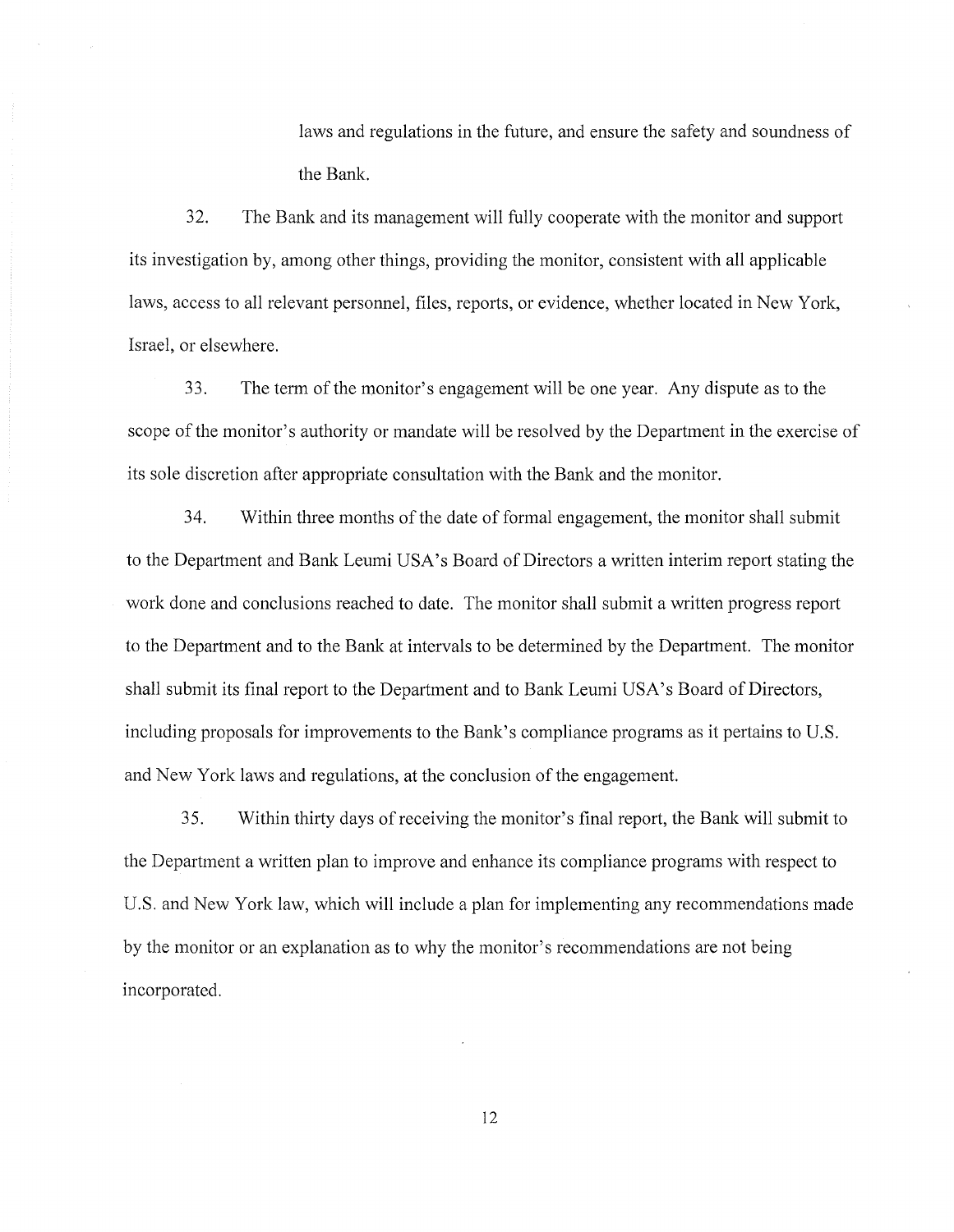laws and regulations in the future, and ensure the safety and soundness of the Bank.

32. The Bank and its management will fully cooperate with the monitor and support its investigation by, among other things, providing the monitor, consistent with all applicable laws, access to all relevant personnel, files, reports, or evidence, whether located in New York, Israel, or elsewhere.

33. The term of the monitor's engagement will be one year. Any dispute as to the scope of the monitor's authority or mandate will be resolved by the Department in the exercise of its sole discretion after appropriate consultation with the Bank and the monitor.

34. Within three months of the date of formal engagement, the monitor shall submit to the Department and Bank Leumi USA's Board of Directors a written interim report stating the work done and conclusions reached to date. The monitor shall submit a written progress report to the Department and to the Bank at intervals to be determined by the Department. The monitor shall submit its final report to the Department and to Bank Leumi USA's Board of Directors, including proposals for improvements to the Bank's compliance programs as it pertains to U.S. and New York laws and regulations, at the conclusion of the engagement.

35. Within thirty days of receiving the monitor's final report, the Bank will submit to the Department a written plan to improve and enhance its compliance programs with respect to U.S. and New York law, which will include a plan for implementing any recommendations made by the monitor or an explanation as to why the monitor's recommendations are not being incorporated.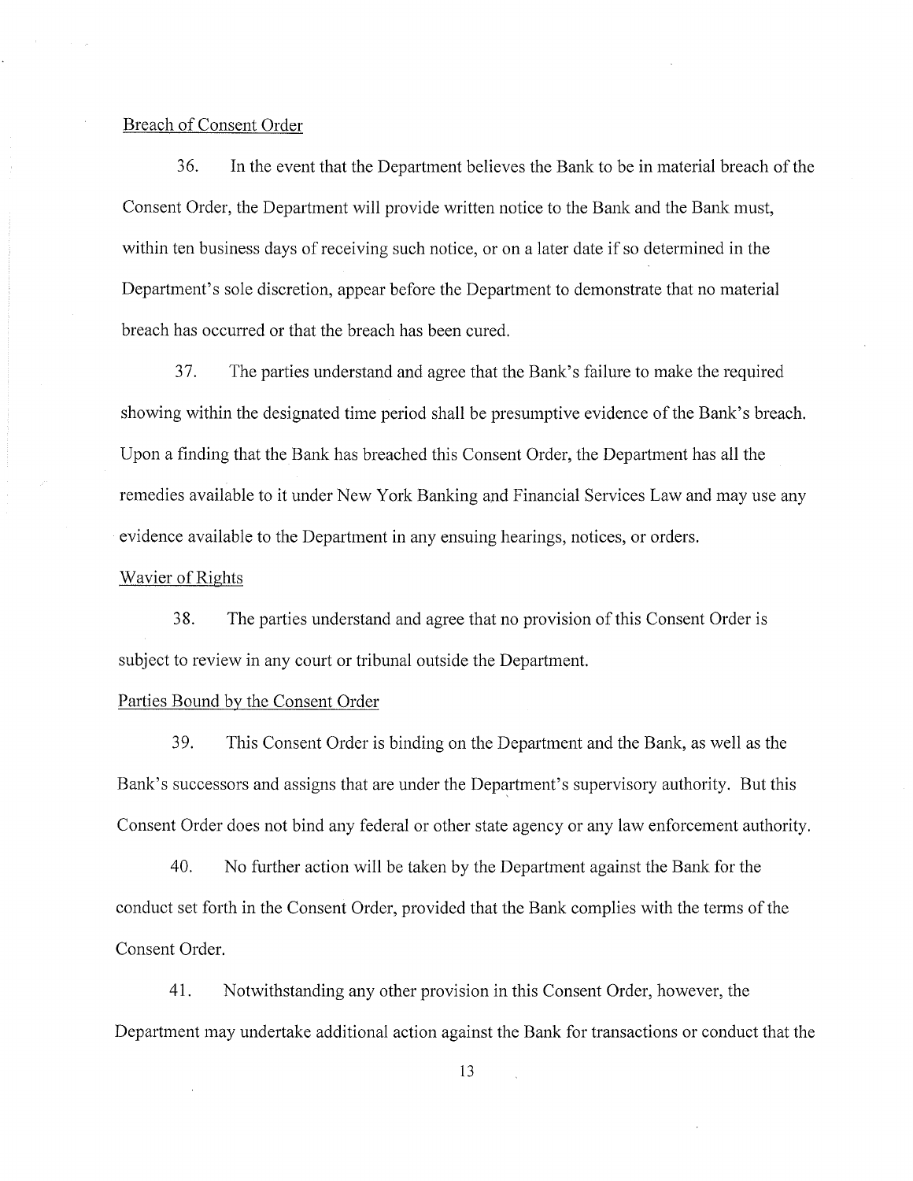Breach of Consent Order

36. In the event that the Department believes the Bank to be in material breach of the Consent Order, the Department will provide written notice to the Bank and the Bank must, within ten business days of receiving such notice, or on a later date if so determined in the Department's sole discretion, appear before the Department to demonstrate that no material breach has occurred or that the breach has been cured.

37. The parties understand and agree that the Bank's failure to make the required showing within the designated time period shall be presumptive evidence of the Bank's breach. Upon a finding that the Bank has breached this Consent Order, the Department has all the remedies available to it under New York Banking and Financial Services Law and may use any evidence available to the Department in any ensuing hearings, notices, or orders.

Wavier of Rights

38. The parties understand and agree that no provision of this Consent Order is subject to review in any court or tribunal outside the Department.

Parties Bound by the Consent Order

39. This Consent Order is binding on the Department and the Bank, as well as the Bank's successors and assigns that are under the Department's supervisory authority. But this Consent Order does not bind any federal or other state agency or any law enforcement authority.

40. No further action will be taken by the Department against the Bank for the conduct set forth in the Consent Order, provided that the Bank complies with the terms of the Consent Order.

41. Notwithstanding any other provision in this Consent Order, however, the Department may undertake additional action against the Bank for transactions or conduct that the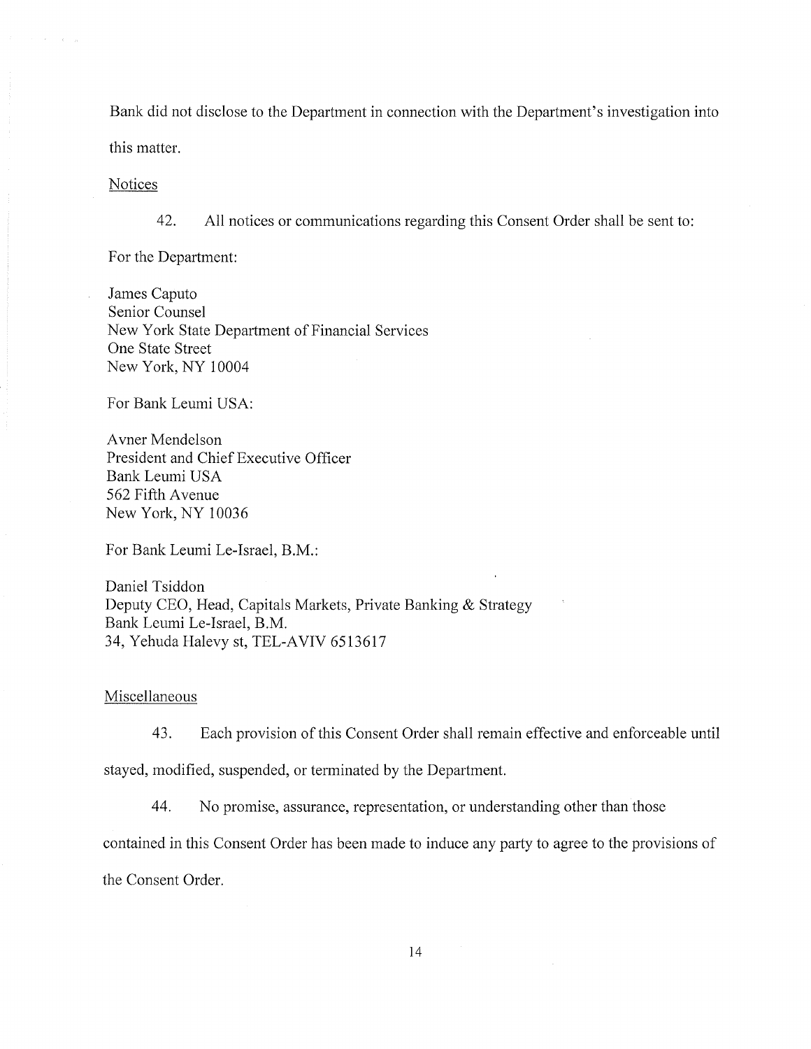Bank did not disclose to the Department in connection with the Department's investigation into this matter.

Notices

42. All notices or communications regarding this Consent Order shall be sent to:

For the Department:

James Caputo
Senior Counsel
New York State Department of Financial Services
One State Street
New York, NY 10004

For Bank Leumi USA:

Avner Mendelson
President and Chief Executive Officer
Bank Leumi USA
562 Fifth Avenue
New York, NY 10036

For Bank Leumi Le-Israel, B.M.:

Daniel Tsiddon
Deputy CEO, Head, Capitals Markets, Private Banking & Strategy
Bank Leumi Le-Israel, B.M.
34, Yehuda Halevy st, TEL-AVIV 6513617

Miscellaneous

43. Each provision of this Consent Order shall remain effective and enforceable until stayed, modified, suspended, or terminated by the Department.

44. No promise, assurance, representation, or understanding other than those contained in this Consent Order has been made to induce any party to agree to the provisions of the Consent Order.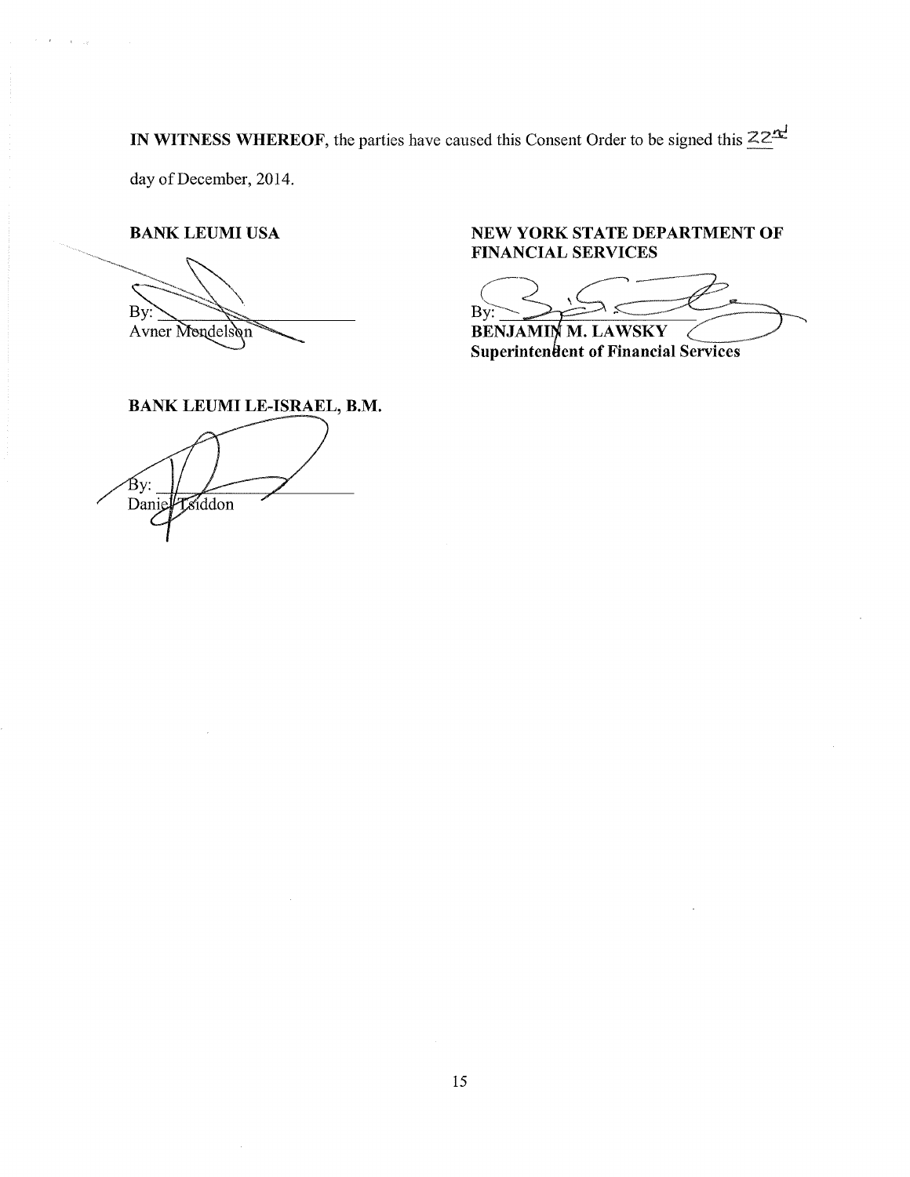**IN WITNESS WHEREOF**, the parties have caused this Consent Order to be signed this 22nd day of December, 2014.

**BANK LEUMI USA**

By: ______________________
Avner Mendelson

**BANK LEUMI LE-ISRAEL, B.M.**

By: ______________________
Daniel Tsiddon

**NEW YORK STATE DEPARTMENT OF FINANCIAL SERVICES**

By: ______________________
**BENJAMIN M. LAWSKY**
**Superintendent of Financial Services**